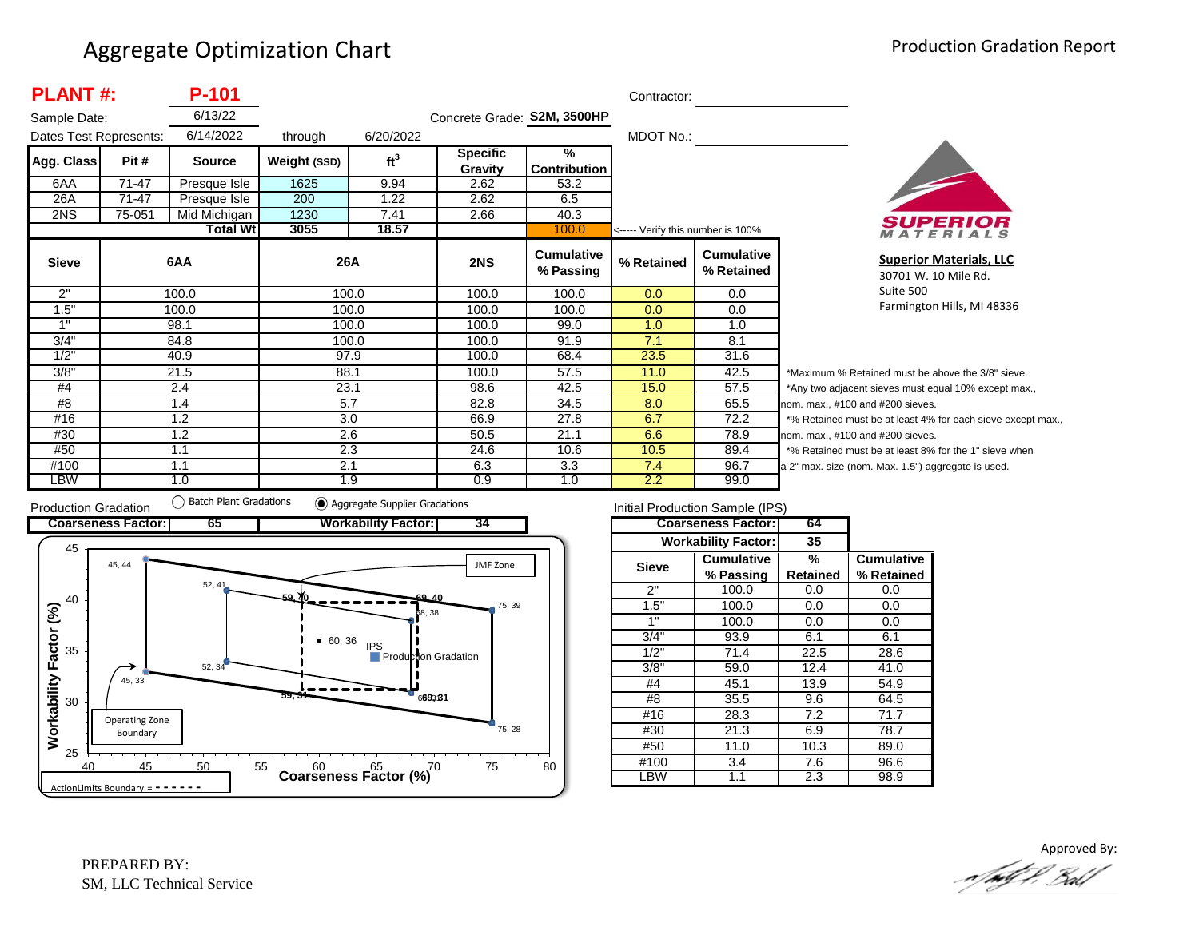# Aggregate Optimization Chart

Production Gradation Report

**PLANT #:** **P-101**

Sample Date: 6/13/22

Dates Test Represents: 6/14/2022 through 6/20/2022

Concrete Grade: **S2M, 3500HP**

Contractor:

MDOT No.:

| Agg. Class | Pit # | Source | Weight (SSD) | $ft^3$ | Specific Gravity | % Contribution |
|---|---|---|---|---|---|---|
| 6AA | 71-47 | Presque Isle | 1625 | 9.94 | 2.62 | 53.2 |
| 26A | 71-47 | Presque Isle | 200 | 1.22 | 2.62 | 6.5 |
| 2NS | 75-051 | Mid Michigan | 1230 | 7.41 | 2.66 | 40.3 |
| | | **Total Wt** | **3055** | **18.57** | | 100.0 |

<----- Verify this number is 100%

| Sieve | 6AA | 26A | 2NS | Cumulative % Passing | % Retained | Cumulative % Retained |
|---|---|---|---|---|---|---|
| 2" | 100.0 | 100.0 | 100.0 | 100.0 | 0.0 | 0.0 |
| 1.5" | 100.0 | 100.0 | 100.0 | 100.0 | 0.0 | 0.0 |
| 1" | 98.1 | 100.0 | 100.0 | 99.0 | 1.0 | 1.0 |
| 3/4" | 84.8 | 100.0 | 100.0 | 91.9 | 7.1 | 8.1 |
| 1/2" | 40.9 | 97.9 | 100.0 | 68.4 | 23.5 | 31.6 |
| 3/8" | 21.5 | 88.1 | 100.0 | 57.5 | 11.0 | 42.5 |
| #4 | 2.4 | 23.1 | 98.6 | 42.5 | 15.0 | 57.5 |
| #8 | 1.4 | 5.7 | 82.8 | 34.5 | 8.0 | 65.5 |
| #16 | 1.2 | 3.0 | 66.9 | 27.8 | 6.7 | 72.2 |
| #30 | 1.2 | 2.6 | 50.5 | 21.1 | 6.6 | 78.9 |
| #50 | 1.1 | 2.3 | 24.6 | 10.6 | 10.5 | 89.4 |
| #100 | 1.1 | 2.1 | 6.3 | 3.3 | 7.4 | 96.7 |
| LBW | 1.0 | 1.9 | 0.9 | 1.0 | 2.2 | 99.0 |

*Maximum % Retained must be above the 3/8" sieve.
*Any two adjacent sieves must equal 10% except max., nom. max., #100 and #200 sieves.
*% Retained must be at least 4% for each sieve except max., nom. max., #100 and #200 sieves.
*% Retained must be at least 8% for the 1" sieve when a 2" max. size (nom. Max. 1.5") aggregate is used.

**Superior Materials, LLC**
30701 W. 10 Mile Rd.
Suite 500
Farmington Hills, MI 48336

Production Gradation ( ) Batch Plant Gradations (●) Aggregate Supplier Gradations

**Coarseness Factor:** 65 **Workability Factor:** 34

Initial Production Sample (IPS)

**Coarseness Factor:** 64
**Workability Factor:** 35

| Sieve | Cumulative % Passing | % Retained | Cumulative % Retained |
|---|---|---|---|
| 2" | 100.0 | 0.0 | 0.0 |
| 1.5" | 100.0 | 0.0 | 0.0 |
| 1" | 100.0 | 0.0 | 0.0 |
| 3/4" | 93.9 | 6.1 | 6.1 |
| 1/2" | 71.4 | 22.5 | 28.6 |
| 3/8" | 59.0 | 12.4 | 41.0 |
| #4 | 45.1 | 13.9 | 54.9 |
| #8 | 35.5 | 9.6 | 64.5 |
| #16 | 28.3 | 7.2 | 71.7 |
| #30 | 21.3 | 6.9 | 78.7 |
| #50 | 11.0 | 10.3 | 89.0 |
| #100 | 3.4 | 7.6 | 96.6 |
| LBW | 1.1 | 2.3 | 98.9 |

PREPARED BY:
SM, LLC Technical Service

Approved By: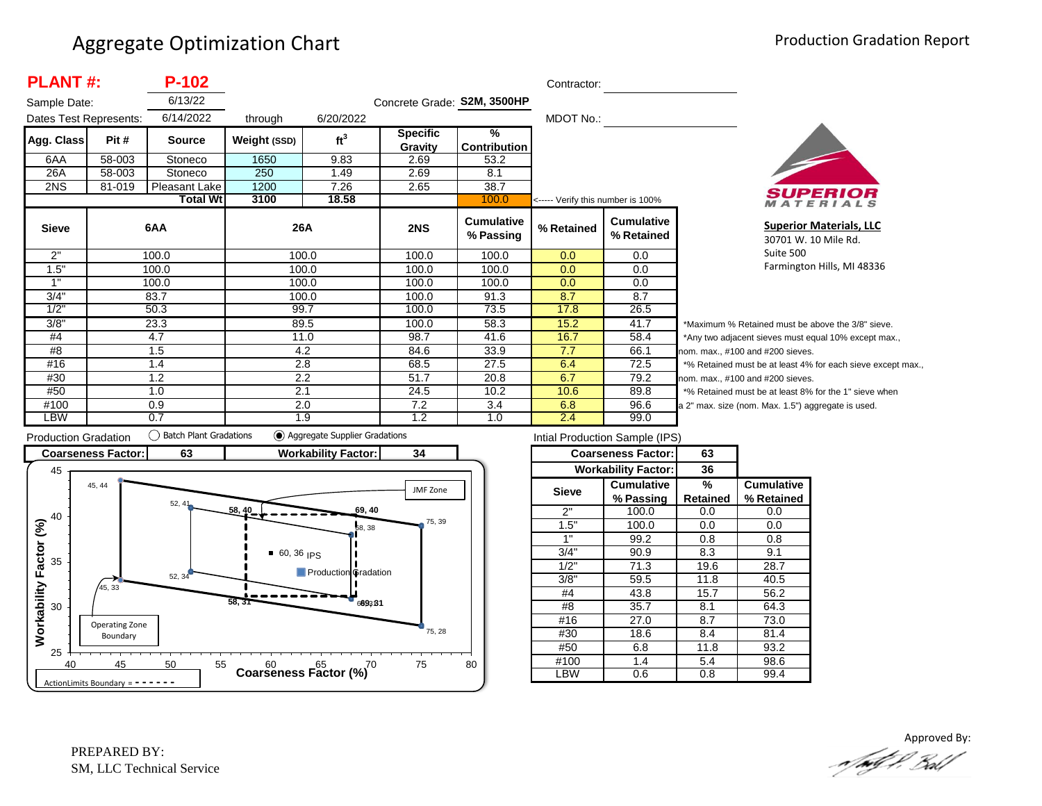# Aggregate Optimization Chart

Production Gradation Report

**PLANT #:** **P-102**

Sample Date: 6/13/22

Dates Test Represents: 6/14/2022 through 6/20/2022

Concrete Grade: **S2M, 3500HP**

Contractor:

MDOT No.:

| Agg. Class | Pit # | Source | Weight (SSD) | $ft^3$ | Specific Gravity | % Contribution |
|---|---|---|---|---|---|---|
| 6AA | 58-003 | Stoneco | 1650 | 9.83 | 2.69 | 53.2 |
| 26A | 58-003 | Stoneco | 250 | 1.49 | 2.69 | 8.1 |
| 2NS | 81-019 | Pleasant Lake | 1200 | 7.26 | 2.65 | 38.7 |
| | | **Total Wt** | **3100** | **18.58** | | 100.0 |

<----- Verify this number is 100%

| Sieve | 6AA | 26A | 2NS | Cumulative % Passing | % Retained | Cumulative % Retained |
|---|---|---|---|---|---|---|
| 2" | 100.0 | 100.0 | 100.0 | 100.0 | 0.0 | 0.0 |
| 1.5" | 100.0 | 100.0 | 100.0 | 100.0 | 0.0 | 0.0 |
| 1" | 100.0 | 100.0 | 100.0 | 100.0 | 0.0 | 0.0 |
| 3/4" | 83.7 | 100.0 | 100.0 | 91.3 | 8.7 | 8.7 |
| 1/2" | 50.3 | 99.7 | 100.0 | 73.5 | 17.8 | 26.5 |
| 3/8" | 23.3 | 89.5 | 100.0 | 58.3 | 15.2 | 41.7 |
| #4 | 4.7 | 11.0 | 98.7 | 41.6 | 16.7 | 58.4 |
| #8 | 1.5 | 4.2 | 84.6 | 33.9 | 7.7 | 66.1 |
| #16 | 1.4 | 2.8 | 68.5 | 27.5 | 6.4 | 72.5 |
| #30 | 1.2 | 2.2 | 51.7 | 20.8 | 6.7 | 79.2 |
| #50 | 1.0 | 2.1 | 24.5 | 10.2 | 10.6 | 89.8 |
| #100 | 0.9 | 2.0 | 7.2 | 3.4 | 6.8 | 96.6 |
| LBW | 0.7 | 1.9 | 1.2 | 1.0 | 2.4 | 99.0 |

*Maximum % Retained must be above the 3/8" sieve.
*Any two adjacent sieves must equal 10% except max., nom. max., #100 and #200 sieves.
*% Retained must be at least 4% for each sieve except max., nom. max., #100 and #200 sieves.
*% Retained must be at least 8% for the 1" sieve when a 2" max. size (nom. Max. 1.5") aggregate is used.

**Superior Materials, LLC**
30701 W. 10 Mile Rd.
Suite 500
Farmington Hills, MI 48336

Production Gradation ◯ Batch Plant Gradations ◉ Aggregate Supplier Gradations

| Coarseness Factor: | 63 | Workability Factor: | 34 |
|---|---|---|---|

Intial Production Sample (IPS)

| Coarseness Factor: | 63 |
|---|---|
| Workability Factor: | 36 |

| Sieve | Cumulative % Passing | % Retained | Cumulative % Retained |
|---|---|---|---|
| 2" | 100.0 | 0.0 | 0.0 |
| 1.5" | 100.0 | 0.0 | 0.0 |
| 1" | 99.2 | 0.8 | 0.8 |
| 3/4" | 90.9 | 8.3 | 9.1 |
| 1/2" | 71.3 | 19.6 | 28.7 |
| 3/8" | 59.5 | 11.8 | 40.5 |
| #4 | 43.8 | 15.7 | 56.2 |
| #8 | 35.7 | 8.1 | 64.3 |
| #16 | 27.0 | 8.7 | 73.0 |
| #30 | 18.6 | 8.4 | 81.4 |
| #50 | 6.8 | 11.8 | 93.2 |
| #100 | 1.4 | 5.4 | 98.6 |
| LBW | 0.6 | 0.8 | 99.4 |

PREPARED BY:
SM, LLC Technical Service

Approved By: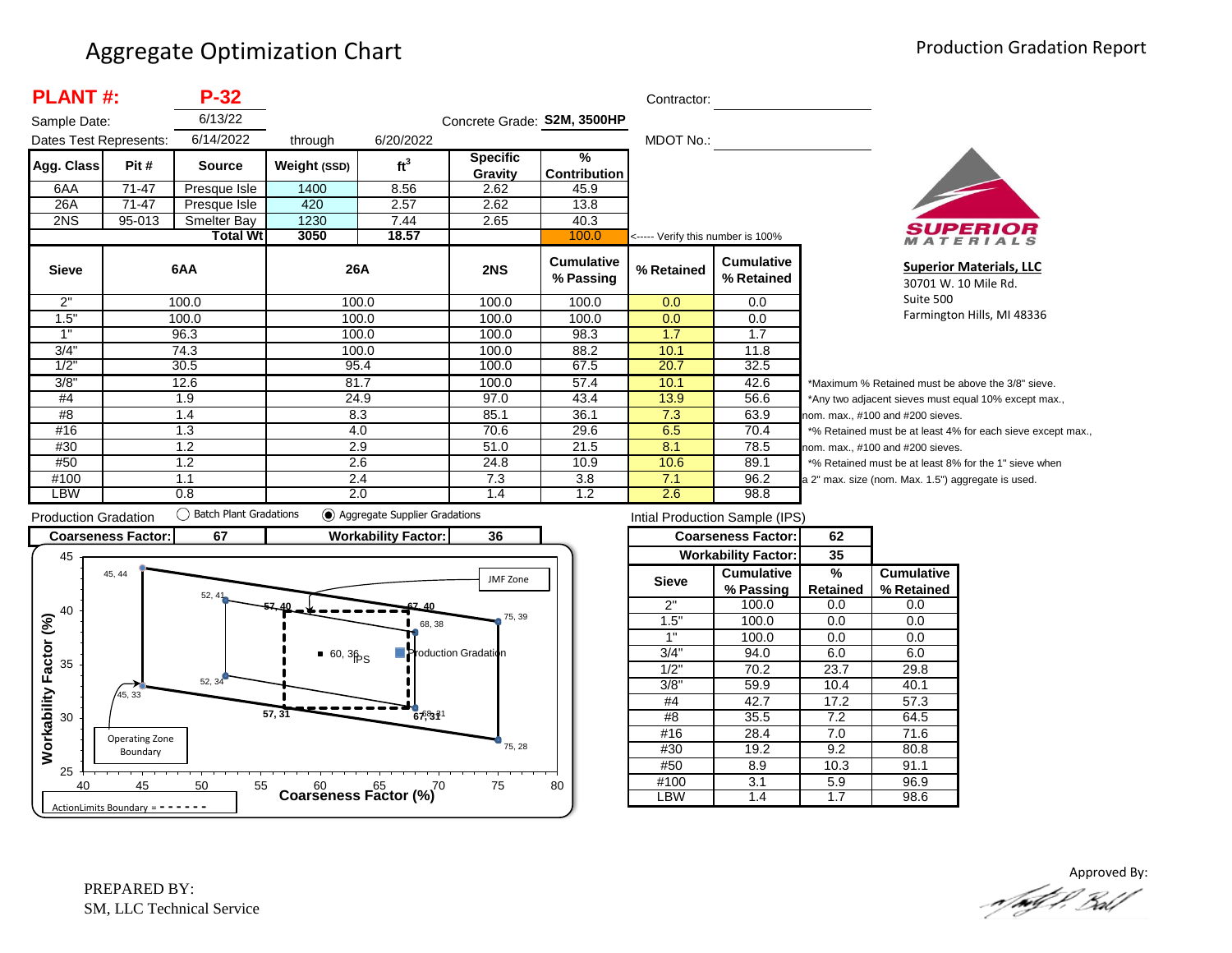# Aggregate Optimization Chart

Production Gradation Report

**PLANT #:** **P-32**

Sample Date: 6/13/22

Dates Test Represents: 6/14/2022 through 6/20/2022

Concrete Grade: **S2M, 3500HP**

Contractor:

MDOT No.:

| Agg. Class | Pit # | Source | Weight (SSD) | $ft^3$ | Specific Gravity | % Contribution |
|---|---|---|---|---|---|---|
| 6AA | 71-47 | Presque Isle | 1400 | 8.56 | 2.62 | 45.9 |
| 26A | 71-47 | Presque Isle | 420 | 2.57 | 2.62 | 13.8 |
| 2NS | 95-013 | Smelter Bay | 1230 | 7.44 | 2.65 | 40.3 |
| | | **Total Wt** | **3050** | **18.57** | | 100.0 |

<----- Verify this number is 100%

| Sieve | 6AA | 26A | 2NS | Cumulative % Passing | % Retained | Cumulative % Retained |
|---|---|---|---|---|---|---|
| 2" | 100.0 | 100.0 | 100.0 | 100.0 | 0.0 | 0.0 |
| 1.5" | 100.0 | 100.0 | 100.0 | 100.0 | 0.0 | 0.0 |
| 1" | 96.3 | 100.0 | 100.0 | 98.3 | 1.7 | 1.7 |
| 3/4" | 74.3 | 100.0 | 100.0 | 88.2 | 10.1 | 11.8 |
| 1/2" | 30.5 | 95.4 | 100.0 | 67.5 | 20.7 | 32.5 |
| 3/8" | 12.6 | 81.7 | 100.0 | 57.4 | 10.1 | 42.6 |
| #4 | 1.9 | 24.9 | 97.0 | 43.4 | 13.9 | 56.6 |
| #8 | 1.4 | 8.3 | 85.1 | 36.1 | 7.3 | 63.9 |
| #16 | 1.3 | 4.0 | 70.6 | 29.6 | 6.5 | 70.4 |
| #30 | 1.2 | 2.9 | 51.0 | 21.5 | 8.1 | 78.5 |
| #50 | 1.2 | 2.6 | 24.8 | 10.9 | 10.6 | 89.1 |
| #100 | 1.1 | 2.4 | 7.3 | 3.8 | 7.1 | 96.2 |
| LBW | 0.8 | 2.0 | 1.4 | 1.2 | 2.6 | 98.8 |

*Maximum % Retained must be above the 3/8" sieve.
*Any two adjacent sieves must equal 10% except max., nom. max., #100 and #200 sieves.
*% Retained must be at least 4% for each sieve except max., nom. max., #100 and #200 sieves.
*% Retained must be at least 8% for the 1" sieve when a 2" max. size (nom. Max. 1.5") aggregate is used.

**Superior Materials, LLC**
30701 W. 10 Mile Rd.
Suite 500
Farmington Hills, MI 48336

Production Gradation: ○ Batch Plant Gradations ◉ Aggregate Supplier Gradations

| Coarseness Factor: | 67 | Workability Factor: | 36 |
|---|---|---|---|

Intial Production Sample (IPS)

| Coarseness Factor: | 62 |
|---|---|
| Workability Factor: | 35 |

| Sieve | Cumulative % Passing | % Retained | Cumulative % Retained |
|---|---|---|---|
| 2" | 100.0 | 0.0 | 0.0 |
| 1.5" | 100.0 | 0.0 | 0.0 |
| 1" | 100.0 | 0.0 | 0.0 |
| 3/4" | 94.0 | 6.0 | 6.0 |
| 1/2" | 70.2 | 23.7 | 29.8 |
| 3/8" | 59.9 | 10.4 | 40.1 |
| #4 | 42.7 | 17.2 | 57.3 |
| #8 | 35.5 | 7.2 | 64.5 |
| #16 | 28.4 | 7.0 | 71.6 |
| #30 | 19.2 | 9.2 | 80.8 |
| #50 | 8.9 | 10.3 | 91.1 |
| #100 | 3.1 | 5.9 | 96.9 |
| LBW | 1.4 | 1.7 | 98.6 |

PREPARED BY:
SM, LLC Technical Service

Approved By: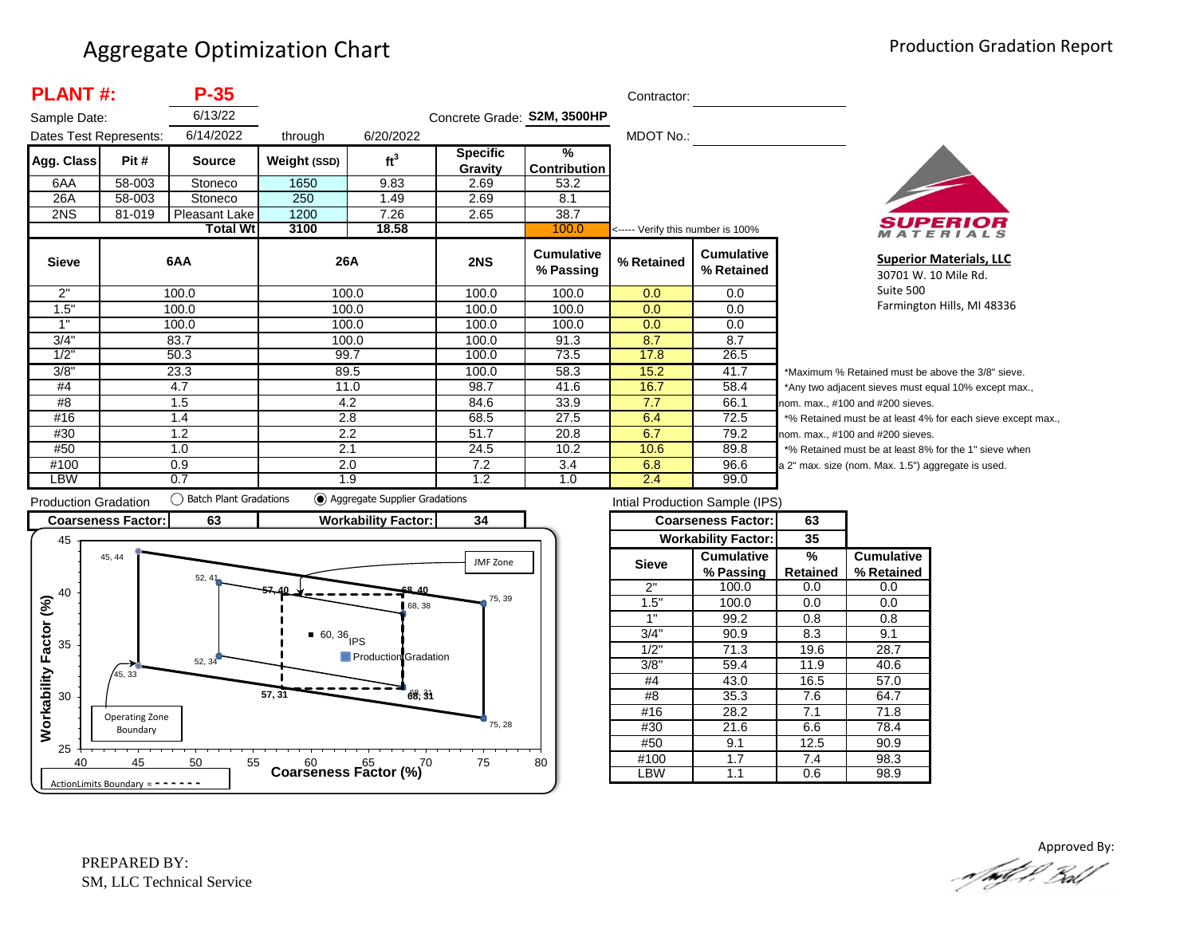# Aggregate Optimization Chart

Production Gradation Report

**PLANT #:** **P-35**

Sample Date: 6/13/22

Dates Test Represents: 6/14/2022 through 6/20/2022

Concrete Grade: **S2M, 3500HP**

Contractor:

MDOT No.:

| Agg. Class | Pit # | Source | Weight (SSD) | $ft^3$ | Specific Gravity | % Contribution |
|---|---|---|---|---|---|---|
| 6AA | 58-003 | Stoneco | 1650 | 9.83 | 2.69 | 53.2 |
| 26A | 58-003 | Stoneco | 250 | 1.49 | 2.69 | 8.1 |
| 2NS | 81-019 | Pleasant Lake | 1200 | 7.26 | 2.65 | 38.7 |
| | | **Total Wt** | **3100** | **18.58** | | 100.0 |

<----- Verify this number is 100%

| Sieve | 6AA | 26A | 2NS | Cumulative % Passing | % Retained | Cumulative % Retained |
|---|---|---|---|---|---|---|
| 2" | 100.0 | 100.0 | 100.0 | 100.0 | 0.0 | 0.0 |
| 1.5" | 100.0 | 100.0 | 100.0 | 100.0 | 0.0 | 0.0 |
| 1" | 100.0 | 100.0 | 100.0 | 100.0 | 0.0 | 0.0 |
| 3/4" | 83.7 | 100.0 | 100.0 | 91.3 | 8.7 | 8.7 |
| 1/2" | 50.3 | 99.7 | 100.0 | 73.5 | 17.8 | 26.5 |
| 3/8" | 23.3 | 89.5 | 100.0 | 58.3 | 15.2 | 41.7 |
| #4 | 4.7 | 11.0 | 98.7 | 41.6 | 16.7 | 58.4 |
| #8 | 1.5 | 4.2 | 84.6 | 33.9 | 7.7 | 66.1 |
| #16 | 1.4 | 2.8 | 68.5 | 27.5 | 6.4 | 72.5 |
| #30 | 1.2 | 2.2 | 51.7 | 20.8 | 6.7 | 79.2 |
| #50 | 1.0 | 2.1 | 24.5 | 10.2 | 10.6 | 89.8 |
| #100 | 0.9 | 2.0 | 7.2 | 3.4 | 6.8 | 96.6 |
| LBW | 0.7 | 1.9 | 1.2 | 1.0 | 2.4 | 99.0 |

*Maximum % Retained must be above the 3/8" sieve.
*Any two adjacent sieves must equal 10% except max., nom. max., #100 and #200 sieves.
*% Retained must be at least 4% for each sieve except max., nom. max., #100 and #200 sieves.
*% Retained must be at least 8% for the 1" sieve when a 2" max. size (nom. Max. 1.5") aggregate is used.

**Superior Materials, LLC**
30701 W. 10 Mile Rd.
Suite 500
Farmington Hills, MI 48336

Production Gradation ○ Batch Plant Gradations ◉ Aggregate Supplier Gradations

| Coarseness Factor: | 63 | Workability Factor: | 34 |
|---|---|---|---|

Intial Production Sample (IPS)

| | Coarseness Factor: | 63 | |
|---|---|---|---|
| | Workability Factor: | 35 | |
| Sieve | Cumulative % Passing | % Retained | Cumulative % Retained |
| 2" | 100.0 | 0.0 | 0.0 |
| 1.5" | 100.0 | 0.0 | 0.0 |
| 1" | 99.2 | 0.8 | 0.8 |
| 3/4" | 90.9 | 8.3 | 9.1 |
| 1/2" | 71.3 | 19.6 | 28.7 |
| 3/8" | 59.4 | 11.9 | 40.6 |
| #4 | 43.0 | 16.5 | 57.0 |
| #8 | 35.3 | 7.6 | 64.7 |
| #16 | 28.2 | 7.1 | 71.8 |
| #30 | 21.6 | 6.6 | 78.4 |
| #50 | 9.1 | 12.5 | 90.9 |
| #100 | 1.7 | 7.4 | 98.3 |
| LBW | 1.1 | 0.6 | 98.9 |

Approved By:

PREPARED BY:
SM, LLC Technical Service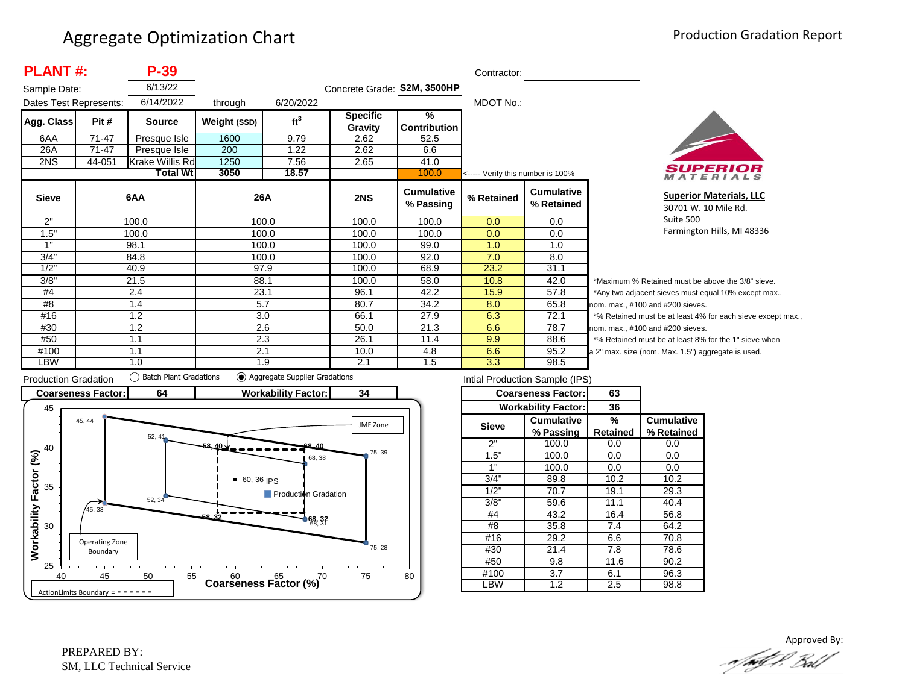# Aggregate Optimization Chart

Production Gradation Report

**PLANT #:** **P-39**

Sample Date: 6/13/22

Dates Test Represents: 6/14/2022 through 6/20/2022

Concrete Grade: **S2M, 3500HP**

Contractor:

MDOT No.:

| Agg. Class | Pit # | Source | Weight (SSD) | $ft^3$ | Specific Gravity | % Contribution |
|---|---|---|---|---|---|---|
| 6AA | 71-47 | Presque Isle | 1600 | 9.79 | 2.62 | 52.5 |
| 26A | 71-47 | Presque Isle | 200 | 1.22 | 2.62 | 6.6 |
| 2NS | 44-051 | Krake Willis Rd | 1250 | 7.56 | 2.65 | 41.0 |
| | | **Total Wt** | **3050** | **18.57** | | 100.0 |

<----- Verify this number is 100%

| Sieve | 6AA | 26A | 2NS | Cumulative % Passing | % Retained | Cumulative % Retained |
|---|---|---|---|---|---|---|
| 2" | 100.0 | 100.0 | 100.0 | 100.0 | 0.0 | 0.0 |
| 1.5" | 100.0 | 100.0 | 100.0 | 100.0 | 0.0 | 0.0 |
| 1" | 98.1 | 100.0 | 100.0 | 99.0 | 1.0 | 1.0 |
| 3/4" | 84.8 | 100.0 | 100.0 | 92.0 | 7.0 | 8.0 |
| 1/2" | 40.9 | 97.9 | 100.0 | 68.9 | 23.2 | 31.1 |
| 3/8" | 21.5 | 88.1 | 100.0 | 58.0 | 10.8 | 42.0 |
| #4 | 2.4 | 23.1 | 96.1 | 42.2 | 15.9 | 57.8 |
| #8 | 1.4 | 5.7 | 80.7 | 34.2 | 8.0 | 65.8 |
| #16 | 1.2 | 3.0 | 66.1 | 27.9 | 6.3 | 72.1 |
| #30 | 1.2 | 2.6 | 50.0 | 21.3 | 6.6 | 78.7 |
| #50 | 1.1 | 2.3 | 26.1 | 11.4 | 9.9 | 88.6 |
| #100 | 1.1 | 2.1 | 10.0 | 4.8 | 6.6 | 95.2 |
| LBW | 1.0 | 1.9 | 2.1 | 1.5 | 3.3 | 98.5 |

*Maximum % Retained must be above the 3/8" sieve.
*Any two adjacent sieves must equal 10% except max., nom. max., #100 and #200 sieves.
*% Retained must be at least 4% for each sieve except max., nom. max., #100 and #200 sieves.
*% Retained must be at least 8% for the 1" sieve when a 2" max. size (nom. Max. 1.5") aggregate is used.

**Superior Materials, LLC**
30701 W. 10 Mile Rd.
Suite 500
Farmington Hills, MI 48336

Production Gradation ○ Batch Plant Gradations ◉ Aggregate Supplier Gradations

| Coarseness Factor: | 64 | Workability Factor: | 34 |
|---|---|---|---|

Chart: Workability Factor (%) vs. Coarseness Factor (%). Operating Zone Boundary points: 45, 44; 52, 41; 75, 39; 75, 28; 52, 34; 45, 33. JMF Zone / ActionLimits Boundary points: 58, 40; 68, 40; 68, 38; 68, 32; 68, 31; 58, 32. IPS: 60, 36. Production Gradation plotted.

Intial Production Sample (IPS)

| Coarseness Factor: | 63 |
|---|---|
| **Workability Factor:** | **36** |

| Sieve | Cumulative % Passing | % Retained | Cumulative % Retained |
|---|---|---|---|
| 2" | 100.0 | 0.0 | 0.0 |
| 1.5" | 100.0 | 0.0 | 0.0 |
| 1" | 100.0 | 0.0 | 0.0 |
| 3/4" | 89.8 | 10.2 | 10.2 |
| 1/2" | 70.7 | 19.1 | 29.3 |
| 3/8" | 59.6 | 11.1 | 40.4 |
| #4 | 43.2 | 16.4 | 56.8 |
| #8 | 35.8 | 7.4 | 64.2 |
| #16 | 29.2 | 6.6 | 70.8 |
| #30 | 21.4 | 7.8 | 78.6 |
| #50 | 9.8 | 11.6 | 90.2 |
| #100 | 3.7 | 6.1 | 96.3 |
| LBW | 1.2 | 2.5 | 98.8 |

PREPARED BY:
SM, LLC Technical Service

Approved By: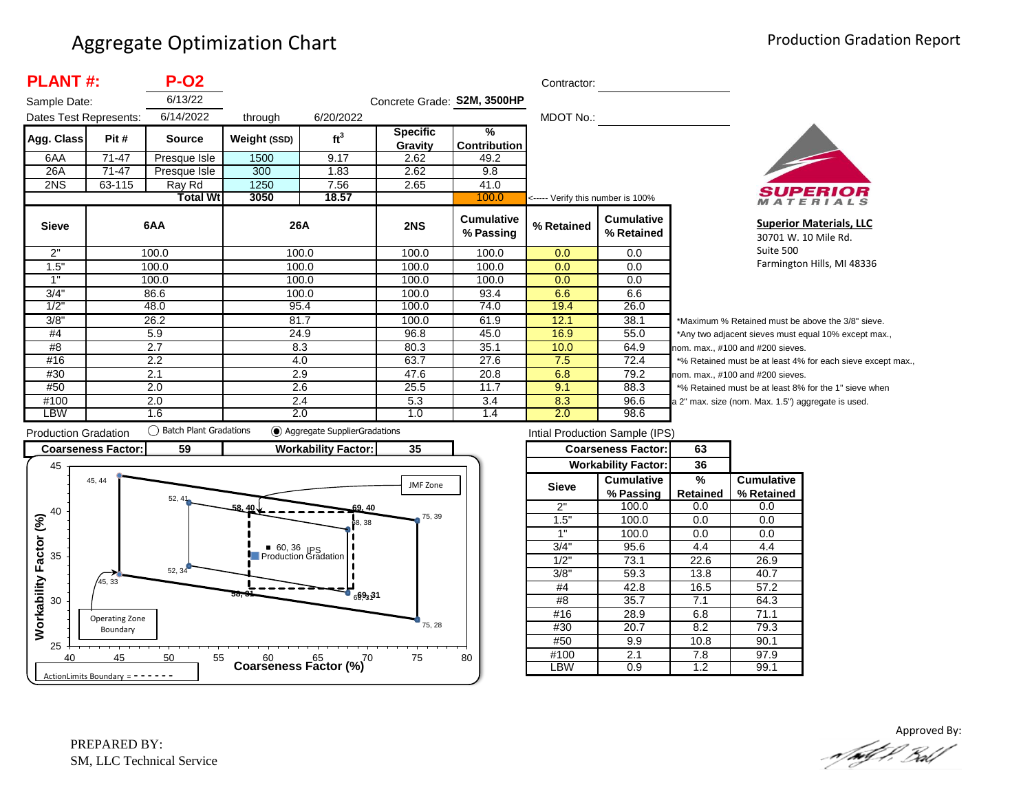# Aggregate Optimization Chart

Production Gradation Report

**PLANT #:** **P-O2**

Sample Date: 6/13/22

Dates Test Represents: 6/14/2022 through 6/20/2022

Concrete Grade: **S2M, 3500HP**

Contractor:

MDOT No.:

| Agg. Class | Pit # | Source | Weight (SSD) | $ft^3$ | Specific Gravity | % Contribution |
|---|---|---|---|---|---|---|
| 6AA | 71-47 | Presque Isle | 1500 | 9.17 | 2.62 | 49.2 |
| 26A | 71-47 | Presque Isle | 300 | 1.83 | 2.62 | 9.8 |
| 2NS | 63-115 | Ray Rd | 1250 | 7.56 | 2.65 | 41.0 |
| | | Total Wt | 3050 | 18.57 | | 100.0 |

<----- Verify this number is 100%

| Sieve | 6AA | 26A | 2NS | Cumulative % Passing | % Retained | Cumulative % Retained |
|---|---|---|---|---|---|---|
| 2" | 100.0 | 100.0 | 100.0 | 100.0 | 0.0 | 0.0 |
| 1.5" | 100.0 | 100.0 | 100.0 | 100.0 | 0.0 | 0.0 |
| 1" | 100.0 | 100.0 | 100.0 | 100.0 | 0.0 | 0.0 |
| 3/4" | 86.6 | 100.0 | 100.0 | 93.4 | 6.6 | 6.6 |
| 1/2" | 48.0 | 95.4 | 100.0 | 74.0 | 19.4 | 26.0 |
| 3/8" | 26.2 | 81.7 | 100.0 | 61.9 | 12.1 | 38.1 |
| #4 | 5.9 | 24.9 | 96.8 | 45.0 | 16.9 | 55.0 |
| #8 | 2.7 | 8.3 | 80.3 | 35.1 | 10.0 | 64.9 |
| #16 | 2.2 | 4.0 | 63.7 | 27.6 | 7.5 | 72.4 |
| #30 | 2.1 | 2.9 | 47.6 | 20.8 | 6.8 | 79.2 |
| #50 | 2.0 | 2.6 | 25.5 | 11.7 | 9.1 | 88.3 |
| #100 | 2.0 | 2.4 | 5.3 | 3.4 | 8.3 | 96.6 |
| LBW | 1.6 | 2.0 | 1.0 | 1.4 | 2.0 | 98.6 |

*Maximum % Retained must be above the 3/8" sieve.
*Any two adjacent sieves must equal 10% except max., nom. max., #100 and #200 sieves.
*% Retained must be at least 4% for each sieve except max., nom. max., #100 and #200 sieves.
*% Retained must be at least 8% for the 1" sieve when a 2" max. size (nom. Max. 1.5") aggregate is used.

**Superior Materials, LLC**
30701 W. 10 Mile Rd.
Suite 500
Farmington Hills, MI 48336

Production Gradation ○ Batch Plant Gradations ◉ Aggregate SupplierGradations

| Coarseness Factor: | 59 | Workability Factor: | 35 |
|---|---|---|---|

Workability Factor (%)
Coarseness Factor (%)
45, 44
52, 41
58, 40
69, 40
75, 39
68, 38
60, 36 IPS
Production Gradation
52, 34
45, 33
58, 31
68, 31
69, 31
75, 28
JMF Zone
Operating Zone Boundary
ActionLimits Boundary = - - - - - -

Intial Production Sample (IPS)

| Coarseness Factor: | 63 |
|---|---|
| Workability Factor: | 36 |

| Sieve | Cumulative % Passing | % Retained | Cumulative % Retained |
|---|---|---|---|
| 2" | 100.0 | 0.0 | 0.0 |
| 1.5" | 100.0 | 0.0 | 0.0 |
| 1" | 100.0 | 0.0 | 0.0 |
| 3/4" | 95.6 | 4.4 | 4.4 |
| 1/2" | 73.1 | 22.6 | 26.9 |
| 3/8" | 59.3 | 13.8 | 40.7 |
| #4 | 42.8 | 16.5 | 57.2 |
| #8 | 35.7 | 7.1 | 64.3 |
| #16 | 28.9 | 6.8 | 71.1 |
| #30 | 20.7 | 8.2 | 79.3 |
| #50 | 9.9 | 10.8 | 90.1 |
| #100 | 2.1 | 7.8 | 97.9 |
| LBW | 0.9 | 1.2 | 99.1 |

PREPARED BY:
SM, LLC Technical Service

Approved By: